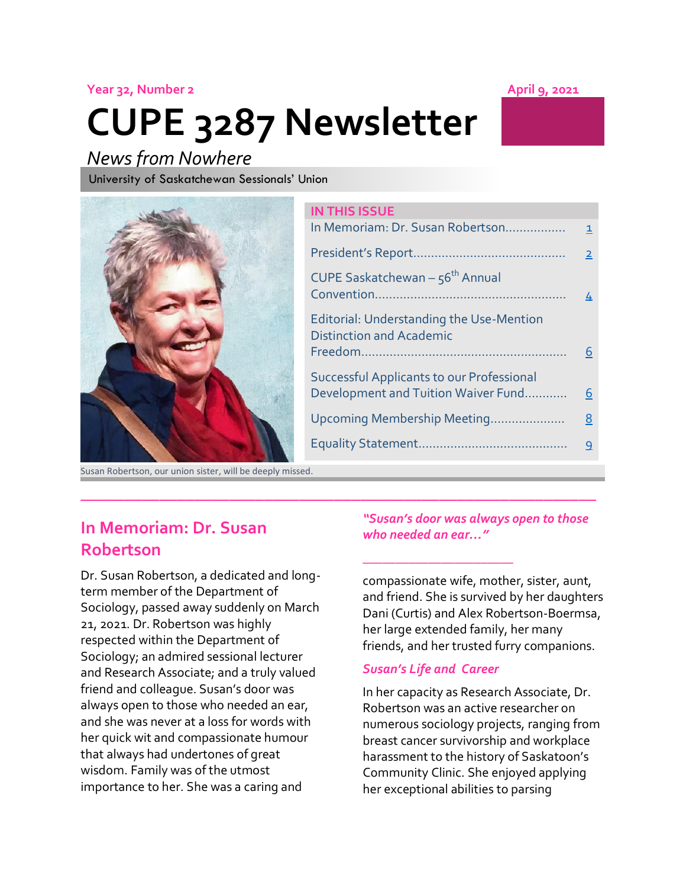Year 32, Number 2

April 9, 2021

# CUPE 3287 Newsletter

*News from Nowhere*

University of Saskatchewan Sessionals' Union

Susan Robertson, our union sister, will be deeply missed.

**IN THIS ISSUE**

| | |
|---|---|
| In Memoriam: Dr. Susan Robertson | 1 |
| President's Report | 2 |
| CUPE Saskatchewan – 56th Annual Convention | 4 |
| Editorial: Understanding the Use-Mention Distinction and Academic Freedom | 6 |
| Successful Applicants to our Professional Development and Tuition Waiver Fund | 6 |
| Upcoming Membership Meeting | 8 |
| Equality Statement | 9 |

## In Memoriam: Dr. Susan Robertson

Dr. Susan Robertson, a dedicated and long-term member of the Department of Sociology, passed away suddenly on March 21, 2021. Dr. Robertson was highly respected within the Department of Sociology; an admired sessional lecturer and Research Associate; and a truly valued friend and colleague. Susan's door was always open to those who needed an ear, and she was never at a loss for words with her quick wit and compassionate humour that always had undertones of great wisdom. Family was of the utmost importance to her. She was a caring and compassionate wife, mother, sister, aunt, and friend. She is survived by her daughters Dani (Curtis) and Alex Robertson-Boermsa, her large extended family, her many friends, and her trusted furry companions.

*"Susan's door was always open to those who needed an ear…"*

### *Susan's Life and Career*

In her capacity as Research Associate, Dr. Robertson was an active researcher on numerous sociology projects, ranging from breast cancer survivorship and workplace harassment to the history of Saskatoon's Community Clinic. She enjoyed applying her exceptional abilities to parsing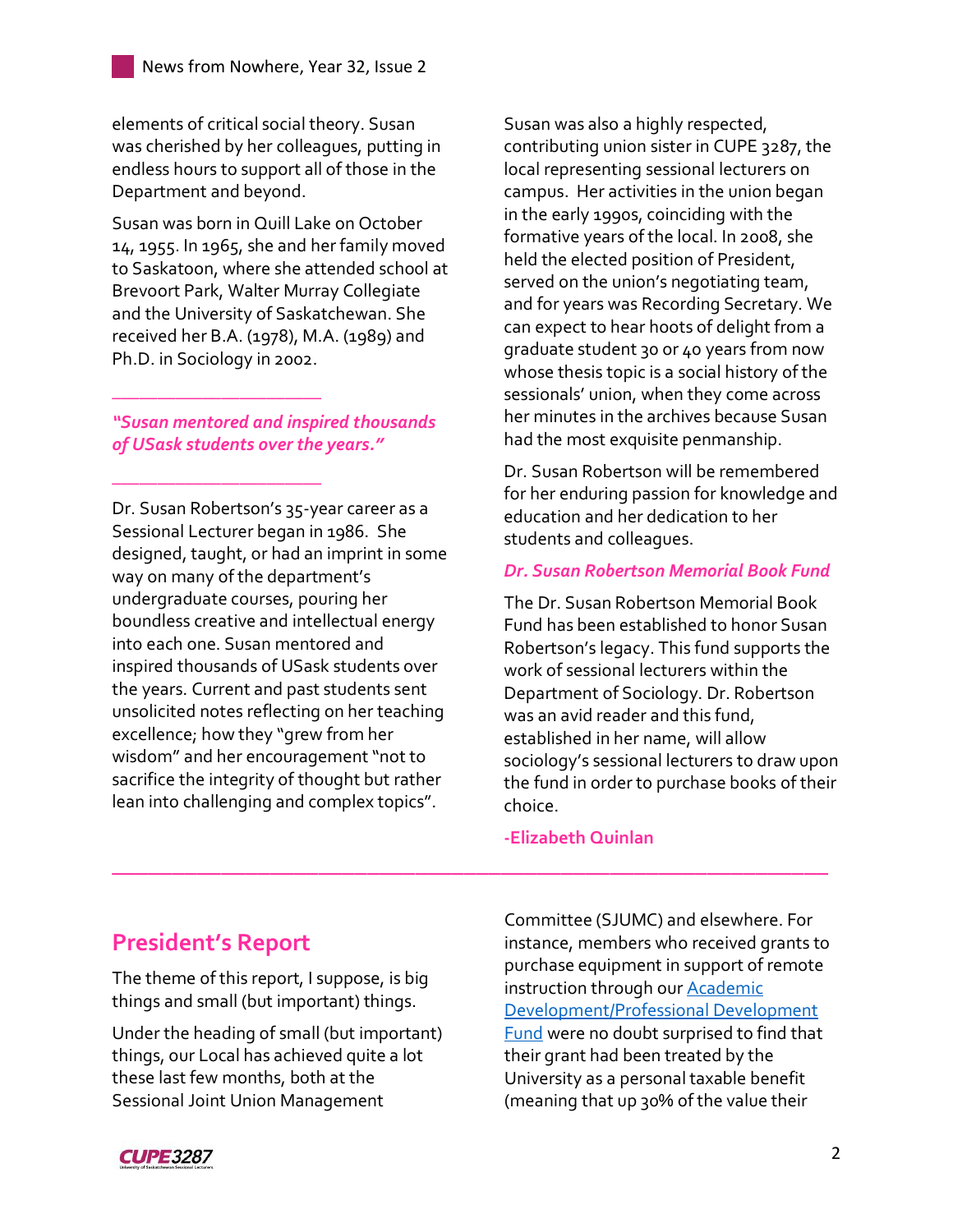elements of critical social theory. Susan was cherished by her colleagues, putting in endless hours to support all of those in the Department and beyond.

Susan was born in Quill Lake on October 14, 1955. In 1965, she and her family moved to Saskatoon, where she attended school at Brevoort Park, Walter Murray Collegiate and the University of Saskatchewan. She received her B.A. (1978), M.A. (1989) and Ph.D. in Sociology in 2002.

---

***"Susan mentored and inspired thousands of USask students over the years."***

---

Dr. Susan Robertson's 35-year career as a Sessional Lecturer began in 1986. She designed, taught, or had an imprint in some way on many of the department's undergraduate courses, pouring her boundless creative and intellectual energy into each one. Susan mentored and inspired thousands of USask students over the years. Current and past students sent unsolicited notes reflecting on her teaching excellence; how they "grew from her wisdom" and her encouragement "not to sacrifice the integrity of thought but rather lean into challenging and complex topics".

Susan was also a highly respected, contributing union sister in CUPE 3287, the local representing sessional lecturers on campus. Her activities in the union began in the early 1990s, coinciding with the formative years of the local. In 2008, she held the elected position of President, served on the union's negotiating team, and for years was Recording Secretary. We can expect to hear hoots of delight from a graduate student 30 or 40 years from now whose thesis topic is a social history of the sessionals' union, when they come across her minutes in the archives because Susan had the most exquisite penmanship.

Dr. Susan Robertson will be remembered for her enduring passion for knowledge and education and her dedication to her students and colleagues.

***Dr. Susan Robertson Memorial Book Fund***

The Dr. Susan Robertson Memorial Book Fund has been established to honor Susan Robertson's legacy. This fund supports the work of sessional lecturers within the Department of Sociology. Dr. Robertson was an avid reader and this fund, established in her name, will allow sociology's sessional lecturers to draw upon the fund in order to purchase books of their choice.

**-Elizabeth Quinlan**

---

## President's Report

The theme of this report, I suppose, is big things and small (but important) things.

Under the heading of small (but important) things, our Local has achieved quite a lot these last few months, both at the Sessional Joint Union Management Committee (SJUMC) and elsewhere. For instance, members who received grants to purchase equipment in support of remote instruction through our Academic Development/Professional Development Fund were no doubt surprised to find that their grant had been treated by the University as a personal taxable benefit (meaning that up 30% of the value their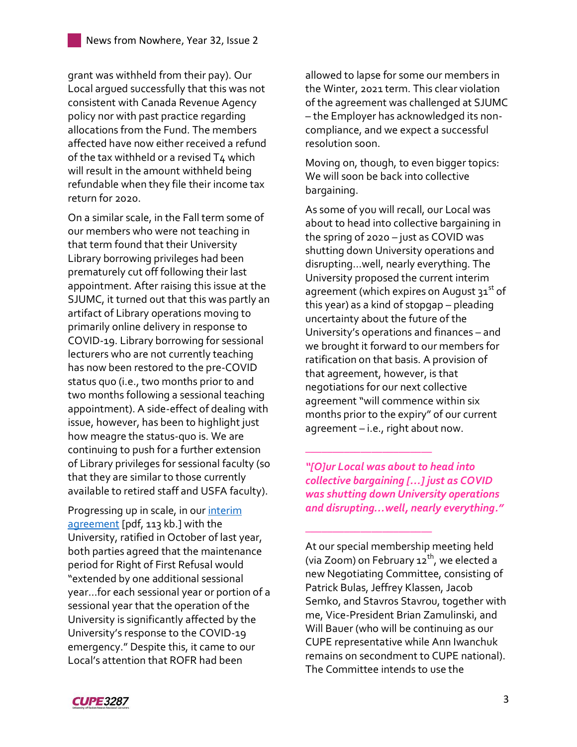grant was withheld from their pay). Our Local argued successfully that this was not consistent with Canada Revenue Agency policy nor with past practice regarding allocations from the Fund. The members affected have now either received a refund of the tax withheld or a revised T4 which will result in the amount withheld being refundable when they file their income tax return for 2020.

On a similar scale, in the Fall term some of our members who were not teaching in that term found that their University Library borrowing privileges had been prematurely cut off following their last appointment. After raising this issue at the SJUMC, it turned out that this was partly an artifact of Library operations moving to primarily online delivery in response to COVID-19. Library borrowing for sessional lecturers who are not currently teaching has now been restored to the pre-COVID status quo (i.e., two months prior to and two months following a sessional teaching appointment). A side-effect of dealing with issue, however, has been to highlight just how meagre the status-quo is. We are continuing to push for a further extension of Library privileges for sessional faculty (so that they are similar to those currently available to retired staff and USFA faculty).

Progressing up in scale, in our [interim agreement] [pdf, 113 kb.] with the University, ratified in October of last year, both parties agreed that the maintenance period for Right of First Refusal would "extended by one additional sessional year…for each sessional year or portion of a sessional year that the operation of the University is significantly affected by the University's response to the COVID-19 emergency." Despite this, it came to our Local's attention that ROFR had been allowed to lapse for some our members in the Winter, 2021 term. This clear violation of the agreement was challenged at SJUMC – the Employer has acknowledged its non-compliance, and we expect a successful resolution soon.

Moving on, though, to even bigger topics: We will soon be back into collective bargaining.

As some of you will recall, our Local was about to head into collective bargaining in the spring of 2020 – just as COVID was shutting down University operations and disrupting…well, nearly everything. The University proposed the current interim agreement (which expires on August 31st of this year) as a kind of stopgap – pleading uncertainty about the future of the University's operations and finances – and we brought it forward to our members for ratification on that basis. A provision of that agreement, however, is that negotiations for our next collective agreement "will commence within six months prior to the expiry" of our current agreement – i.e., right about now.

---

***"[O]ur Local was about to head into collective bargaining […] just as COVID was shutting down University operations and disrupting…well, nearly everything."***

---

At our special membership meeting held (via Zoom) on February 12th, we elected a new Negotiating Committee, consisting of Patrick Bulas, Jeffrey Klassen, Jacob Semko, and Stavros Stavrou, together with me, Vice-President Brian Zamulinski, and Will Bauer (who will be continuing as our CUPE representative while Ann Iwanchuk remains on secondment to CUPE national). The Committee intends to use the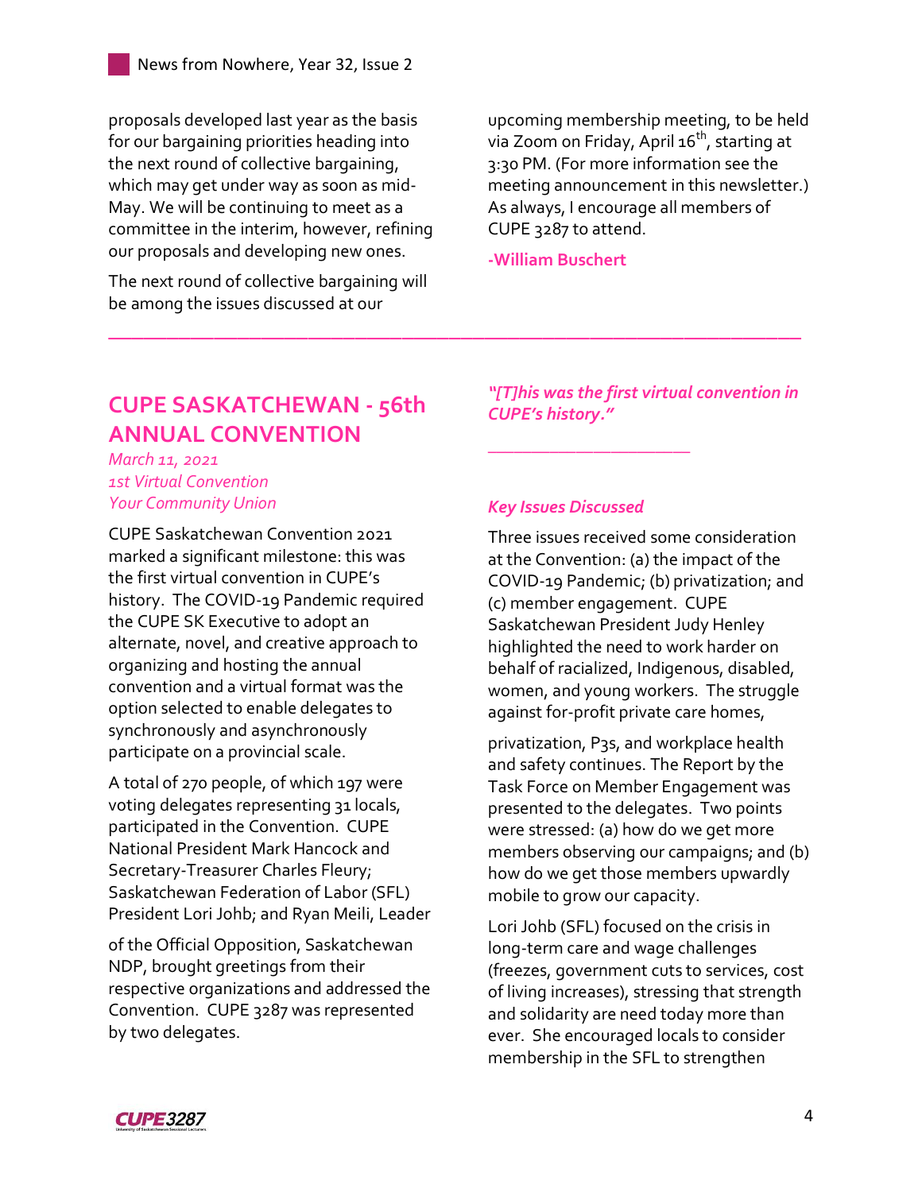proposals developed last year as the basis for our bargaining priorities heading into the next round of collective bargaining, which may get under way as soon as mid-May. We will be continuing to meet as a committee in the interim, however, refining our proposals and developing new ones.

The next round of collective bargaining will be among the issues discussed at our upcoming membership meeting, to be held via Zoom on Friday, April 16th, starting at 3:30 PM. (For more information see the meeting announcement in this newsletter.) As always, I encourage all members of CUPE 3287 to attend.

**-William Buschert**

---

## CUPE SASKATCHEWAN - 56th ANNUAL CONVENTION

*March 11, 2021*
*1st Virtual Convention*
*Your Community Union*

CUPE Saskatchewan Convention 2021 marked a significant milestone: this was the first virtual convention in CUPE's history. The COVID-19 Pandemic required the CUPE SK Executive to adopt an alternate, novel, and creative approach to organizing and hosting the annual convention and a virtual format was the option selected to enable delegates to synchronously and asynchronously participate on a provincial scale.

A total of 270 people, of which 197 were voting delegates representing 31 locals, participated in the Convention. CUPE National President Mark Hancock and Secretary-Treasurer Charles Fleury; Saskatchewan Federation of Labor (SFL) President Lori Johb; and Ryan Meili, Leader of the Official Opposition, Saskatchewan NDP, brought greetings from their respective organizations and addressed the Convention. CUPE 3287 was represented by two delegates.

***"[T]his was the first virtual convention in CUPE's history."***

---

***Key Issues Discussed***

Three issues received some consideration at the Convention: (a) the impact of the COVID-19 Pandemic; (b) privatization; and (c) member engagement. CUPE Saskatchewan President Judy Henley highlighted the need to work harder on behalf of racialized, Indigenous, disabled, women, and young workers. The struggle against for-profit private care homes, privatization, P3s, and workplace health and safety continues. The Report by the Task Force on Member Engagement was presented to the delegates. Two points were stressed: (a) how do we get more members observing our campaigns; and (b) how do we get those members upwardly mobile to grow our capacity.

Lori Johb (SFL) focused on the crisis in long-term care and wage challenges (freezes, government cuts to services, cost of living increases), stressing that strength and solidarity are need today more than ever. She encouraged locals to consider membership in the SFL to strengthen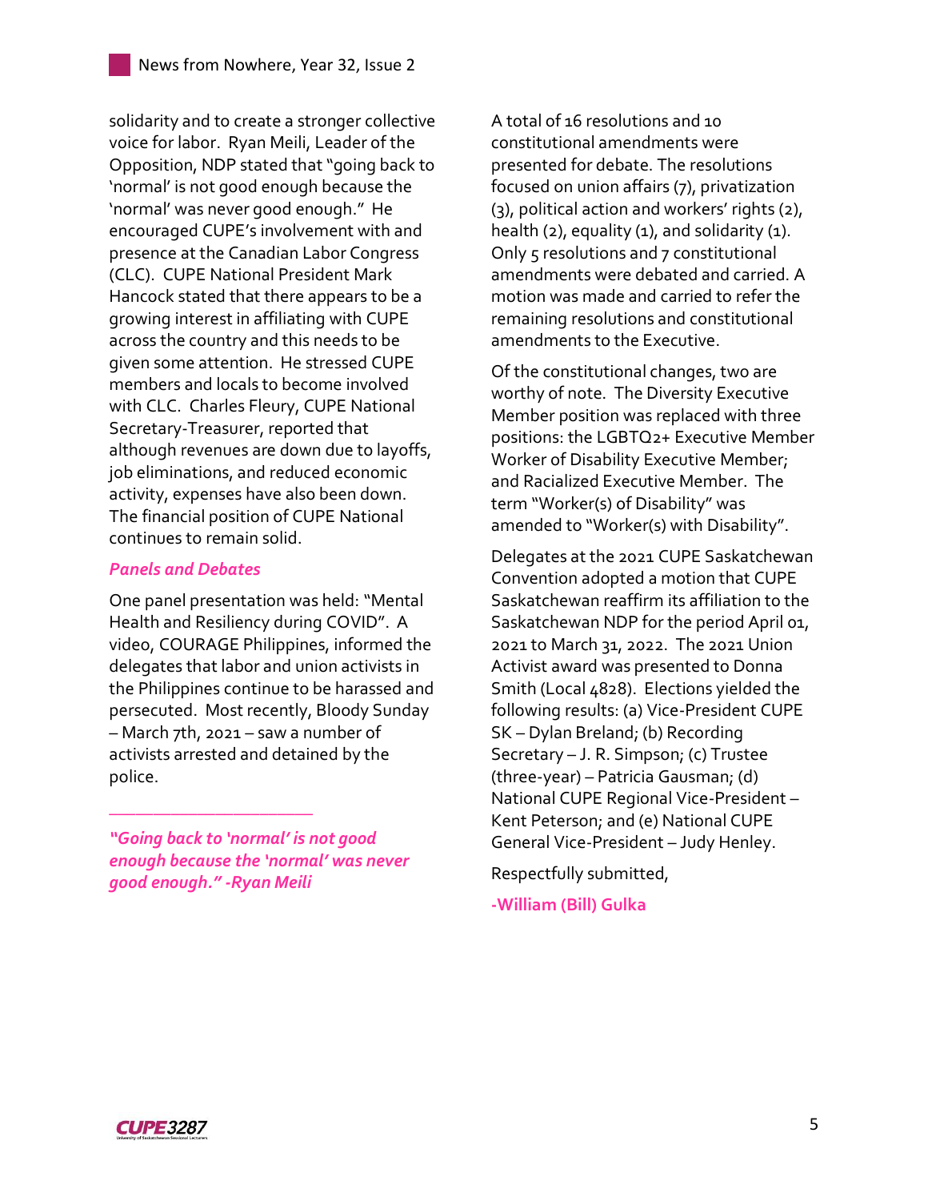solidarity and to create a stronger collective voice for labor. Ryan Meili, Leader of the Opposition, NDP stated that "going back to 'normal' is not good enough because the 'normal' was never good enough." He encouraged CUPE's involvement with and presence at the Canadian Labor Congress (CLC). CUPE National President Mark Hancock stated that there appears to be a growing interest in affiliating with CUPE across the country and this needs to be given some attention. He stressed CUPE members and locals to become involved with CLC. Charles Fleury, CUPE National Secretary-Treasurer, reported that although revenues are down due to layoffs, job eliminations, and reduced economic activity, expenses have also been down. The financial position of CUPE National continues to remain solid.

***Panels and Debates***

One panel presentation was held: "Mental Health and Resiliency during COVID". A video, COURAGE Philippines, informed the delegates that labor and union activists in the Philippines continue to be harassed and persecuted. Most recently, Bloody Sunday – March 7th, 2021 – saw a number of activists arrested and detained by the police.

---

***"Going back to 'normal' is not good enough because the 'normal' was never good enough." -Ryan Meili***

A total of 16 resolutions and 10 constitutional amendments were presented for debate. The resolutions focused on union affairs (7), privatization (3), political action and workers' rights (2), health (2), equality (1), and solidarity (1). Only 5 resolutions and 7 constitutional amendments were debated and carried. A motion was made and carried to refer the remaining resolutions and constitutional amendments to the Executive.

Of the constitutional changes, two are worthy of note. The Diversity Executive Member position was replaced with three positions: the LGBTQ2+ Executive Member Worker of Disability Executive Member; and Racialized Executive Member. The term "Worker(s) of Disability" was amended to "Worker(s) with Disability".

Delegates at the 2021 CUPE Saskatchewan Convention adopted a motion that CUPE Saskatchewan reaffirm its affiliation to the Saskatchewan NDP for the period April 01, 2021 to March 31, 2022. The 2021 Union Activist award was presented to Donna Smith (Local 4828). Elections yielded the following results: (a) Vice-President CUPE SK – Dylan Breland; (b) Recording Secretary – J. R. Simpson; (c) Trustee (three-year) – Patricia Gausman; (d) National CUPE Regional Vice-President – Kent Peterson; and (e) National CUPE General Vice-President – Judy Henley.

Respectfully submitted,

**-William (Bill) Gulka**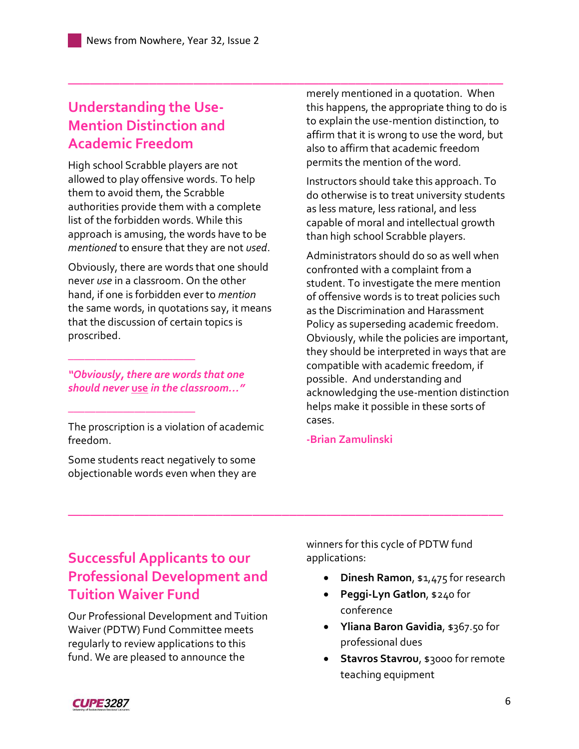## Understanding the Use-Mention Distinction and Academic Freedom

High school Scrabble players are not allowed to play offensive words. To help them to avoid them, the Scrabble authorities provide them with a complete list of the forbidden words. While this approach is amusing, the words have to be *mentioned* to ensure that they are not *used*.

Obviously, there are words that one should never *use* in a classroom. On the other hand, if one is forbidden ever to *mention* the same words, in quotations say, it means that the discussion of certain topics is proscribed.

> ***"Obviously, there are words that one should never use in the classroom…"***

The proscription is a violation of academic freedom.

Some students react negatively to some objectionable words even when they are merely mentioned in a quotation. When this happens, the appropriate thing to do is to explain the use-mention distinction, to affirm that it is wrong to use the word, but also to affirm that academic freedom permits the mention of the word.

Instructors should take this approach. To do otherwise is to treat university students as less mature, less rational, and less capable of moral and intellectual growth than high school Scrabble players.

Administrators should do so as well when confronted with a complaint from a student. To investigate the mere mention of offensive words is to treat policies such as the Discrimination and Harassment Policy as superseding academic freedom. Obviously, while the policies are important, they should be interpreted in ways that are compatible with academic freedom, if possible. And understanding and acknowledging the use-mention distinction helps make it possible in these sorts of cases.

**-Brian Zamulinski**

---

## Successful Applicants to our Professional Development and Tuition Waiver Fund

Our Professional Development and Tuition Waiver (PDTW) Fund Committee meets regularly to review applications to this fund. We are pleased to announce the winners for this cycle of PDTW fund applications:

- **Dinesh Ramon**, $1,475 for research
- **Peggi-Lyn Gatlon**, $240 for conference
- **Yliana Baron Gavidia**, $367.50 for professional dues
- **Stavros Stavrou**, $3000 for remote teaching equipment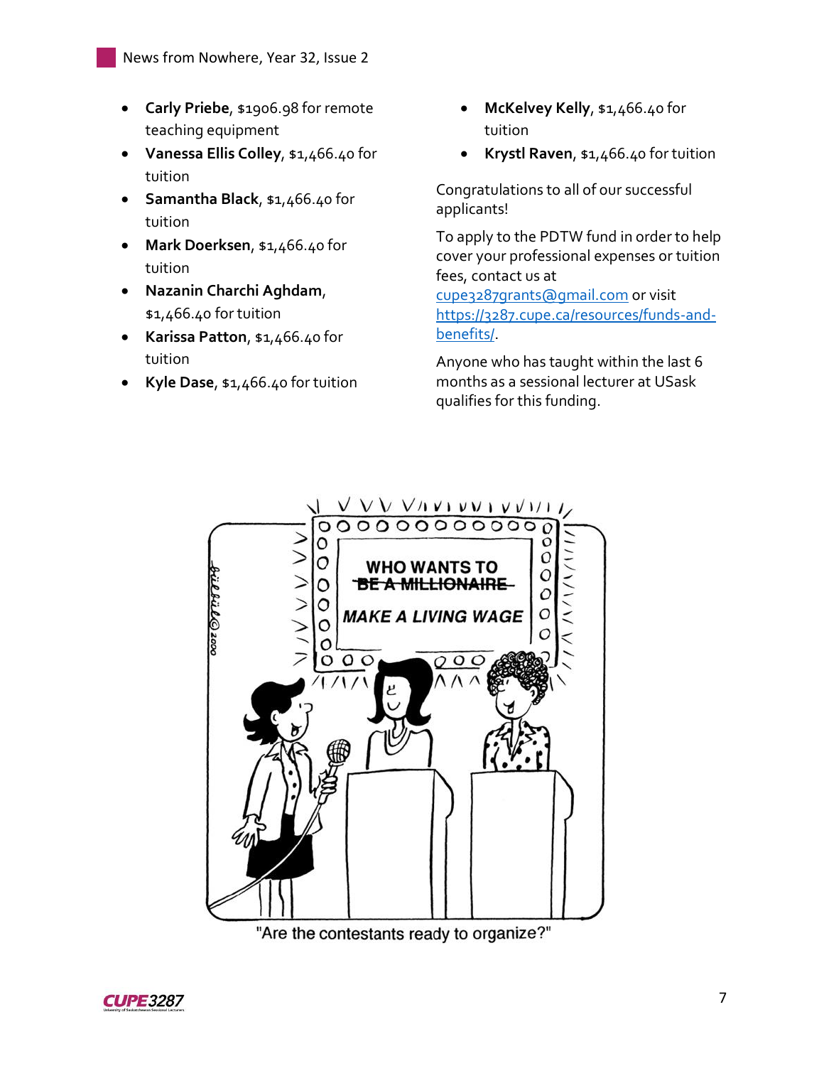- **Carly Priebe**, $1906.98 for remote teaching equipment
- **Vanessa Ellis Colley**, $1,466.40 for tuition
- **Samantha Black**, $1,466.40 for tuition
- **Mark Doerksen**, $1,466.40 for tuition
- **Nazanin Charchi Aghdam**, $1,466.40 for tuition
- **Karissa Patton**, $1,466.40 for tuition
- **Kyle Dase**, $1,466.40 for tuition
- **McKelvey Kelly**, $1,466.40 for tuition
- **Krystl Raven**, $1,466.40 for tuition

Congratulations to all of our successful applicants!

To apply to the PDTW fund in order to help cover your professional expenses or tuition fees, contact us at cupe3287grants@gmail.com or visit https://3287.cupe.ca/resources/funds-and-benefits/.

Anyone who has taught within the last 6 months as a sessional lecturer at USask qualifies for this funding.

"Are the contestants ready to organize?"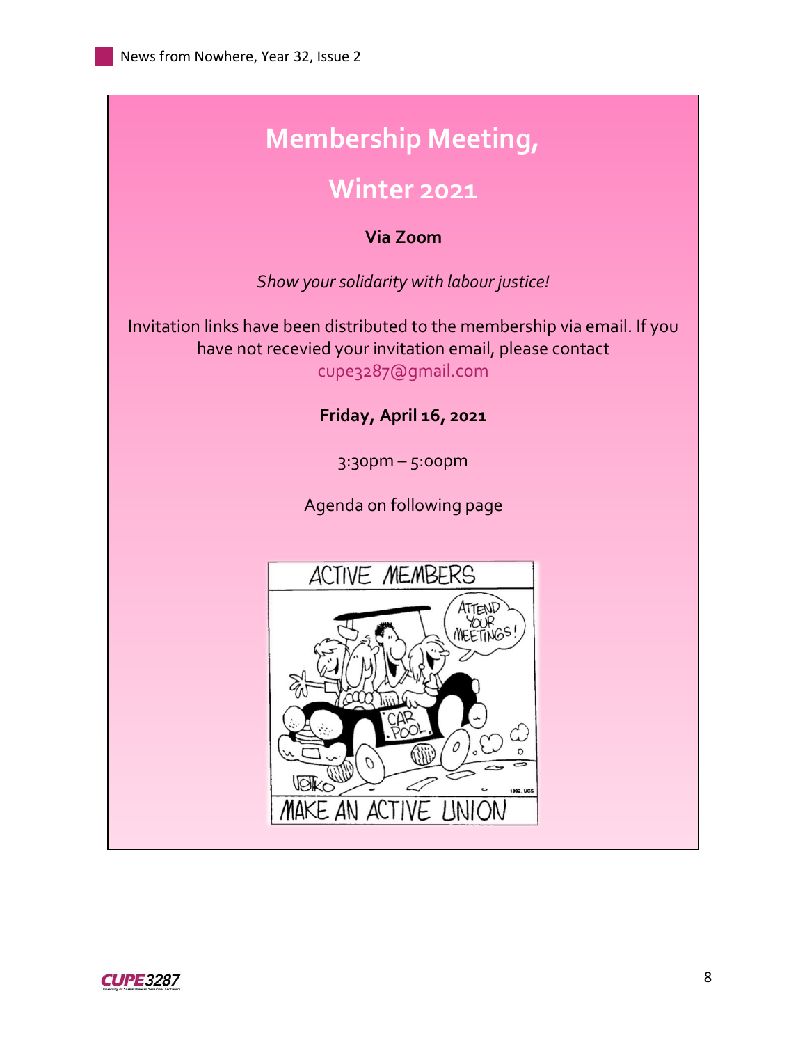# Membership Meeting,

# Winter 2021

**Via Zoom**

*Show your solidarity with labour justice!*

Invitation links have been distributed to the membership via email. If you have not recevied your invitation email, please contact cupe3287@gmail.com

**Friday, April 16, 2021**

3:30pm – 5:00pm

Agenda on following page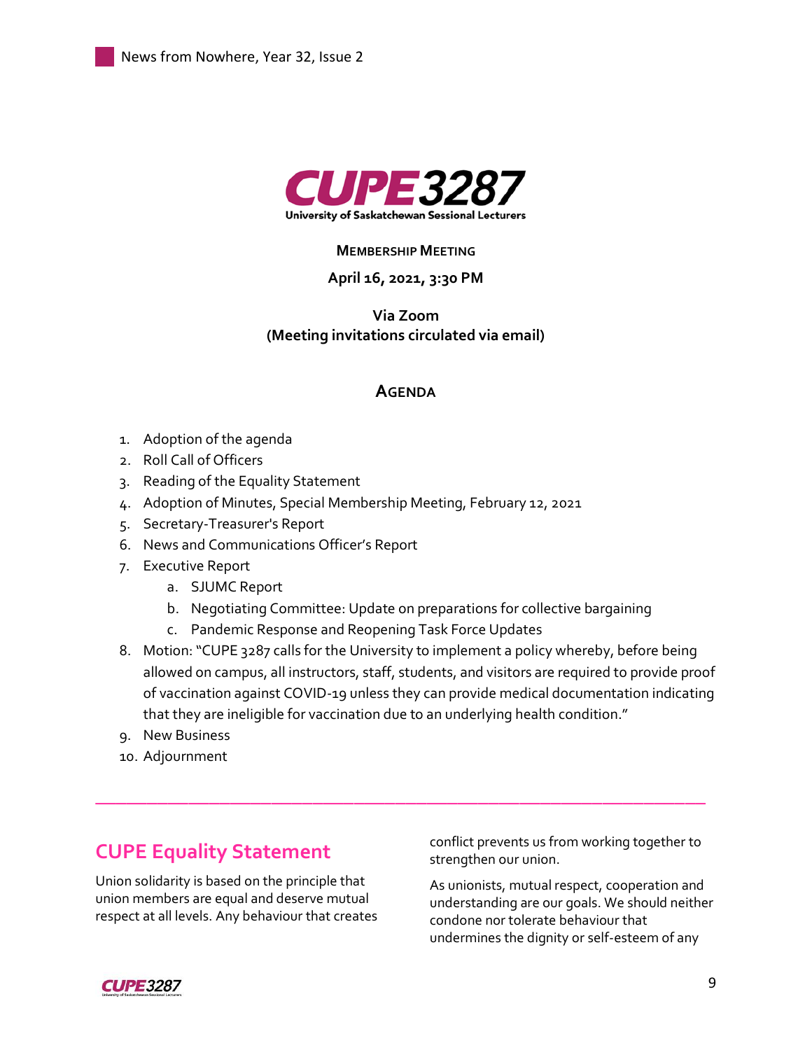# CUPE 3287

University of Saskatchewan Sessional Lecturers

**Membership Meeting**

**April 16, 2021, 3:30 PM**

**Via Zoom**
**(Meeting invitations circulated via email)**

## Agenda

1. Adoption of the agenda
2. Roll Call of Officers
3. Reading of the Equality Statement
4. Adoption of Minutes, Special Membership Meeting, February 12, 2021
5. Secretary-Treasurer's Report
6. News and Communications Officer's Report
7. Executive Report
   a. SJUMC Report
   b. Negotiating Committee: Update on preparations for collective bargaining
   c. Pandemic Response and Reopening Task Force Updates
8. Motion: "CUPE 3287 calls for the University to implement a policy whereby, before being allowed on campus, all instructors, staff, students, and visitors are required to provide proof of vaccination against COVID-19 unless they can provide medical documentation indicating that they are ineligible for vaccination due to an underlying health condition."
9. New Business
10. Adjournment

---

## CUPE Equality Statement

Union solidarity is based on the principle that union members are equal and deserve mutual respect at all levels. Any behaviour that creates conflict prevents us from working together to strengthen our union.

As unionists, mutual respect, cooperation and understanding are our goals. We should neither condone nor tolerate behaviour that undermines the dignity or self-esteem of any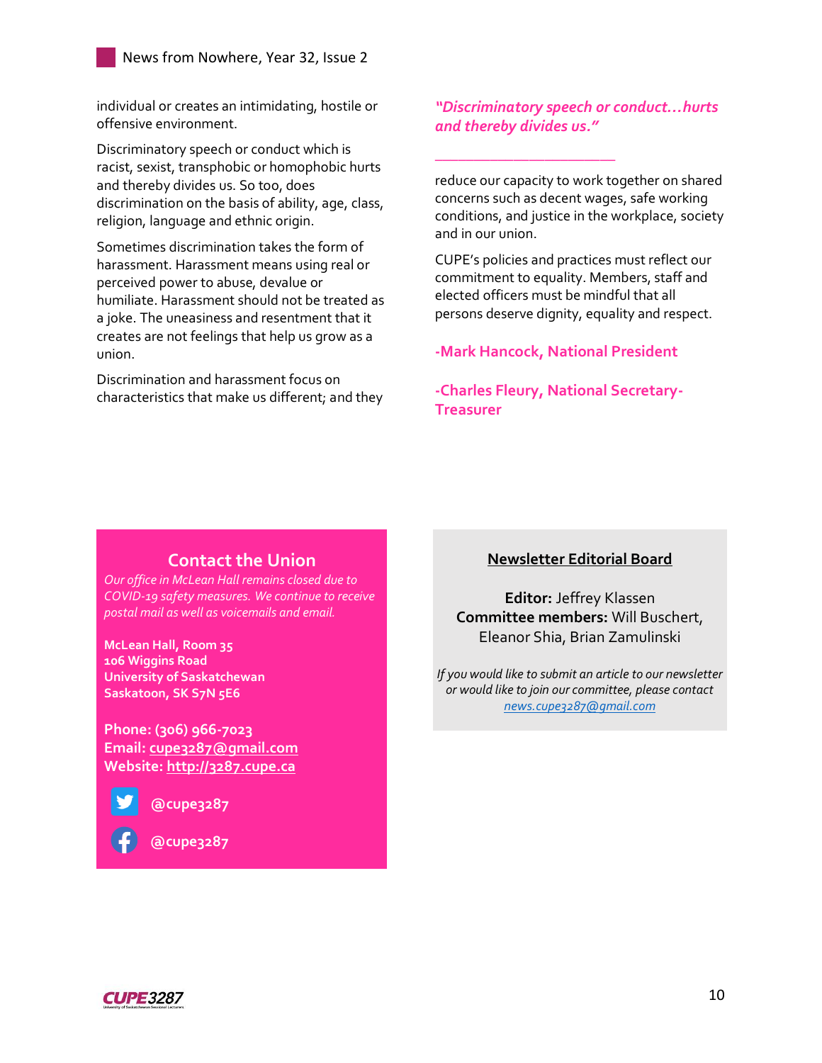individual or creates an intimidating, hostile or offensive environment.

Discriminatory speech or conduct which is racist, sexist, transphobic or homophobic hurts and thereby divides us. So too, does discrimination on the basis of ability, age, class, religion, language and ethnic origin.

Sometimes discrimination takes the form of harassment. Harassment means using real or perceived power to abuse, devalue or humiliate. Harassment should not be treated as a joke. The uneasiness and resentment that it creates are not feelings that help us grow as a union.

Discrimination and harassment focus on characteristics that make us different; and they reduce our capacity to work together on shared concerns such as decent wages, safe working conditions, and justice in the workplace, society and in our union.

***"Discriminatory speech or conduct…hurts and thereby divides us."***

CUPE's policies and practices must reflect our commitment to equality. Members, staff and elected officers must be mindful that all persons deserve dignity, equality and respect.

**-Mark Hancock, National President**

**-Charles Fleury, National Secretary-Treasurer**

## Contact the Union

*Our office in McLean Hall remains closed due to COVID-19 safety measures. We continue to receive postal mail as well as voicemails and email.*

**McLean Hall, Room 35**
**106 Wiggins Road**
**University of Saskatchewan**
**Saskatoon, SK S7N 5E6**

**Phone: (306) 966-7023**
**Email: cupe3287@gmail.com**
**Website: http://3287.cupe.ca**

**@cupe3287**

**@cupe3287**

## Newsletter Editorial Board

**Editor:** Jeffrey Klassen
**Committee members:** Will Buschert, Eleanor Shia, Brian Zamulinski

*If you would like to submit an article to our newsletter or would like to join our committee, please contact news.cupe3287@gmail.com*